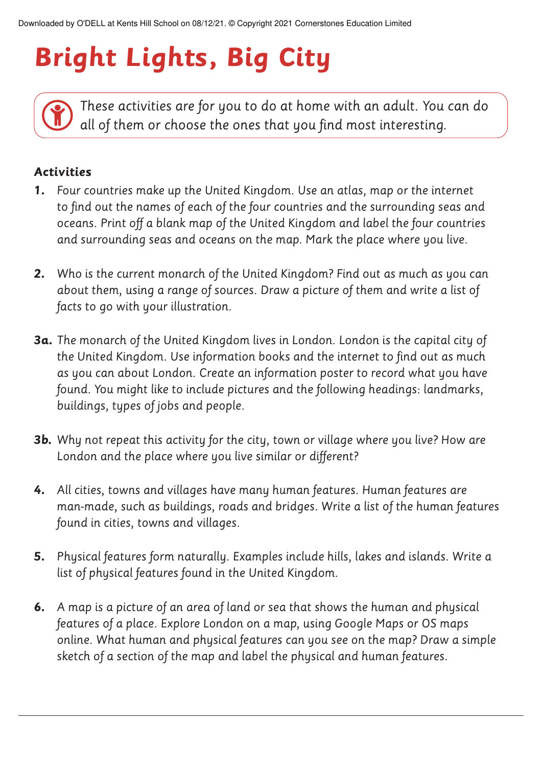# Bright Lights, Big City

These activities are for you to do at home with an adult. You can do all of them or choose the ones that you find most interesting.

### Activities

**1.** Four countries make up the United Kingdom. Use an atlas, map or the internet to find out the names of each of the four countries and the surrounding seas and oceans. Print off a blank map of the United Kingdom and label the four countries and surrounding seas and oceans on the map. Mark the place where you live.

**2.** Who is the current monarch of the United Kingdom? Find out as much as you can about them, using a range of sources. Draw a picture of them and write a list of facts to go with your illustration.

**3a.** The monarch of the United Kingdom lives in London. London is the capital city of the United Kingdom. Use information books and the internet to find out as much as you can about London. Create an information poster to record what you have found. You might like to include pictures and the following headings: landmarks, buildings, types of jobs and people.

**3b.** Why not repeat this activity for the city, town or village where you live? How are London and the place where you live similar or different?

**4.** All cities, towns and villages have many human features. Human features are man-made, such as buildings, roads and bridges. Write a list of the human features found in cities, towns and villages.

**5.** Physical features form naturally. Examples include hills, lakes and islands. Write a list of physical features found in the United Kingdom.

**6.** A map is a picture of an area of land or sea that shows the human and physical features of a place. Explore London on a map, using Google Maps or OS maps online. What human and physical features can you see on the map? Draw a simple sketch of a section of the map and label the physical and human features.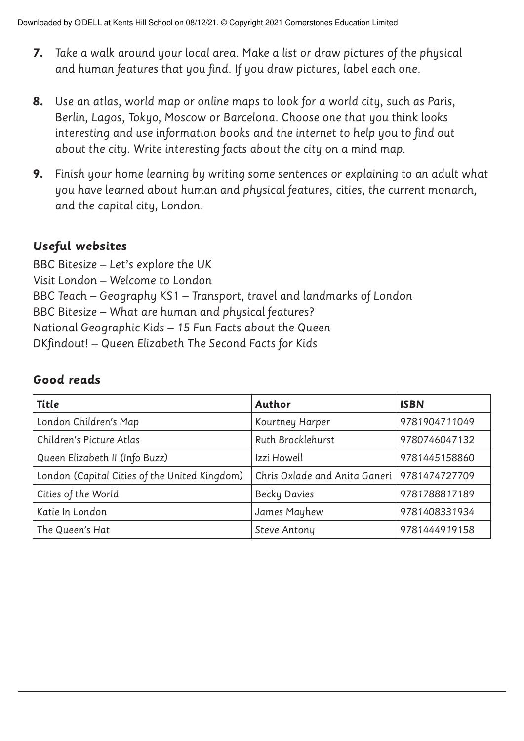7. Take a walk around your local area. Make a list or draw pictures of the physical and human features that you find. If you draw pictures, label each one.

8. Use an atlas, world map or online maps to look for a world city, such as Paris, Berlin, Lagos, Tokyo, Moscow or Barcelona. Choose one that you think looks interesting and use information books and the internet to help you to find out about the city. Write interesting facts about the city on a mind map.

9. Finish your home learning by writing some sentences or explaining to an adult what you have learned about human and physical features, cities, the current monarch, and the capital city, London.

### Useful websites

BBC Bitesize – Let's explore the UK
Visit London – Welcome to London
BBC Teach – Geography KS1 – Transport, travel and landmarks of London
BBC Bitesize – What are human and physical features?
National Geographic Kids – 15 Fun Facts about the Queen
DKfindout! – Queen Elizabeth The Second Facts for Kids

### Good reads

| Title | Author | ISBN |
|---|---|---|
| London Children's Map | Kourtney Harper | 9781904711049 |
| Children's Picture Atlas | Ruth Brocklehurst | 9780746047132 |
| Queen Elizabeth II (Info Buzz) | Izzi Howell | 9781445158860 |
| London (Capital Cities of the United Kingdom) | Chris Oxlade and Anita Ganeri | 9781474727709 |
| Cities of the World | Becky Davies | 9781788817189 |
| Katie In London | James Mayhew | 9781408331934 |
| The Queen's Hat | Steve Antony | 9781444919158 |